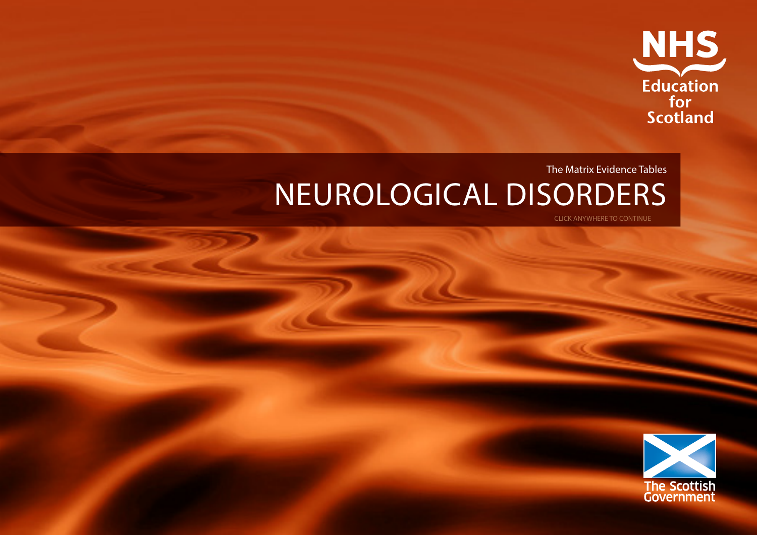NHS Education for Scotland

The Matrix Evidence Tables

# NEUROLOGICAL DISORDERS

CLICK ANYWHERE TO CONTINUE

The Scottish Government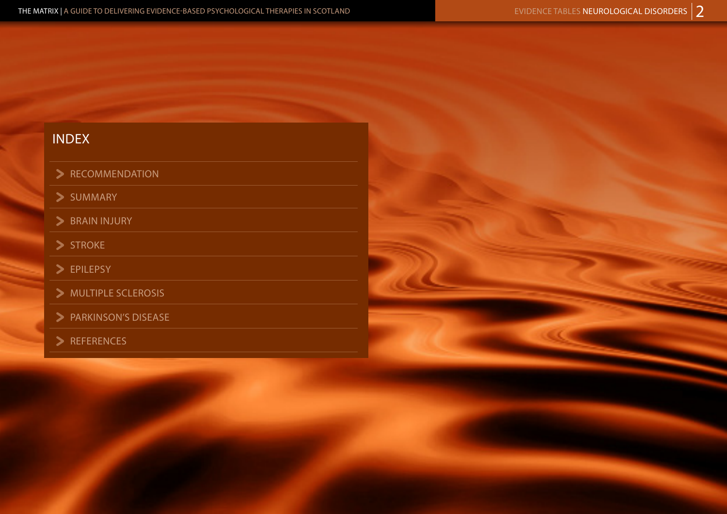# INDEX

- RECOMMENDATION
- SUMMARY
- BRAIN INJURY
- STROKE
- EPILEPSY
- MULTIPLE SCLEROSIS
- PARKINSON'S DISEASE
- REFERENCES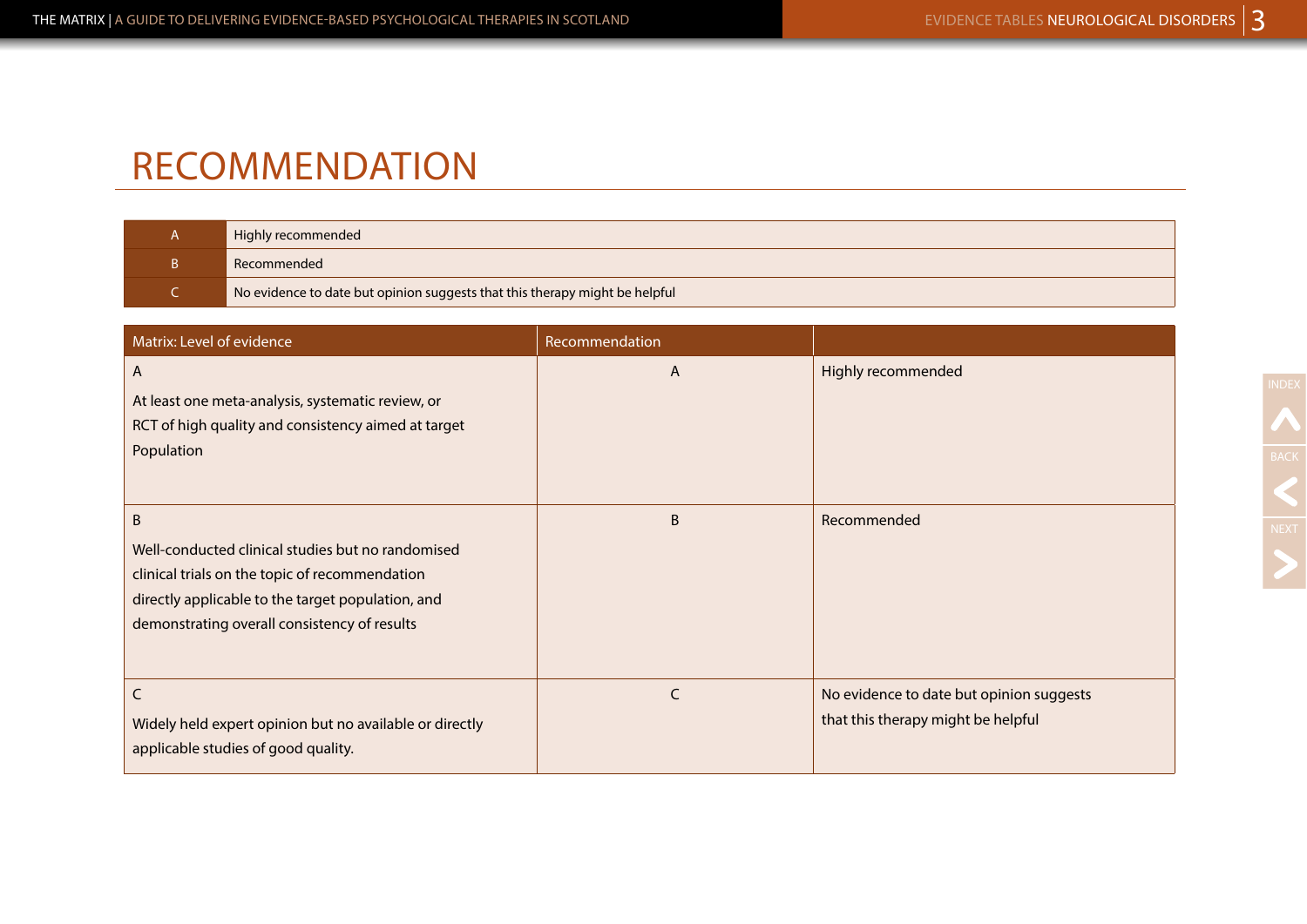# RECOMMENDATION

| | |
|---|---|
| A | Highly recommended |
| B | Recommended |
| C | No evidence to date but opinion suggests that this therapy might be helpful |

| Matrix: Level of evidence | Recommendation | |
|---|---|---|
| A<br><br>At least one meta-analysis, systematic review, or RCT of high quality and consistency aimed at target Population | A | Highly recommended |
| B<br><br>Well-conducted clinical studies but no randomised clinical trials on the topic of recommendation directly applicable to the target population, and demonstrating overall consistency of results | B | Recommended |
| C<br><br>Widely held expert opinion but no available or directly applicable studies of good quality. | C | No evidence to date but opinion suggests that this therapy might be helpful |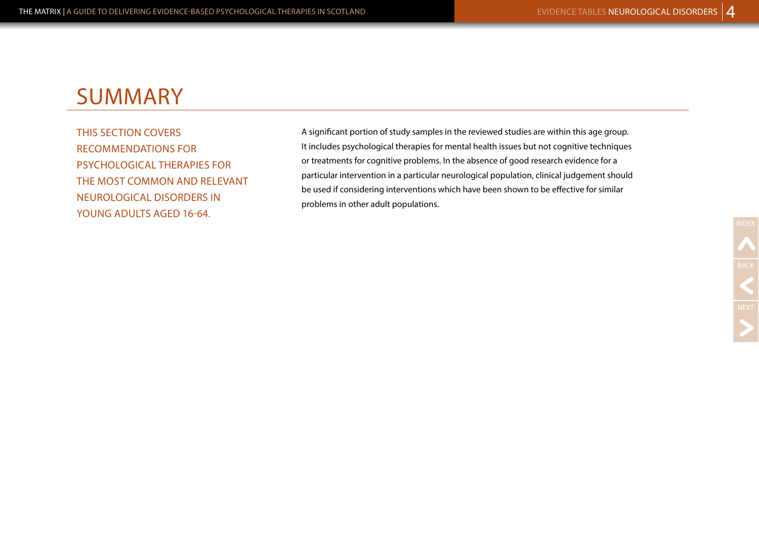# SUMMARY

THIS SECTION COVERS RECOMMENDATIONS FOR PSYCHOLOGICAL THERAPIES FOR THE MOST COMMON AND RELEVANT NEUROLOGICAL DISORDERS IN YOUNG ADULTS AGED 16-64.

A significant portion of study samples in the reviewed studies are within this age group. It includes psychological therapies for mental health issues but not cognitive techniques or treatments for cognitive problems. In the absence of good research evidence for a particular intervention in a particular neurological population, clinical judgement should be used if considering interventions which have been shown to be effective for similar problems in other adult populations.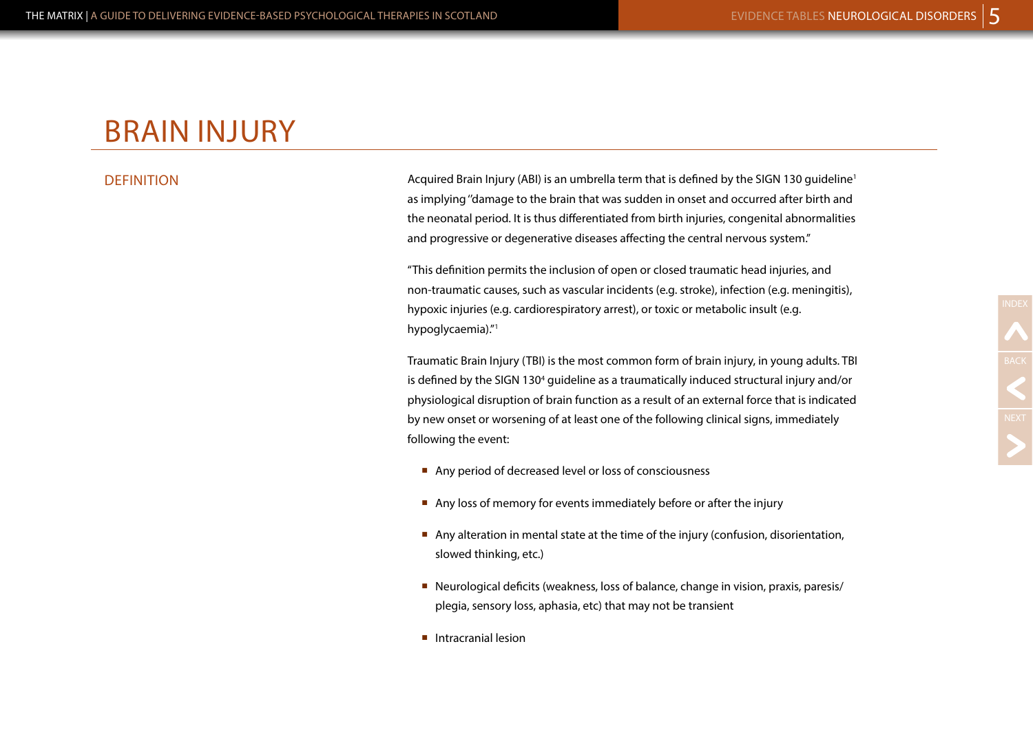# BRAIN INJURY

## DEFINITION

Acquired Brain Injury (ABI) is an umbrella term that is defined by the SIGN 130 guideline[1] as implying "damage to the brain that was sudden in onset and occurred after birth and the neonatal period. It is thus differentiated from birth injuries, congenital abnormalities and progressive or degenerative diseases affecting the central nervous system."

"This definition permits the inclusion of open or closed traumatic head injuries, and non-traumatic causes, such as vascular incidents (e.g. stroke), infection (e.g. meningitis), hypoxic injuries (e.g. cardiorespiratory arrest), or toxic or metabolic insult (e.g. hypoglycaemia)."[1]

Traumatic Brain Injury (TBI) is the most common form of brain injury, in young adults. TBI is defined by the SIGN 130[4] guideline as a traumatically induced structural injury and/or physiological disruption of brain function as a result of an external force that is indicated by new onset or worsening of at least one of the following clinical signs, immediately following the event:

- Any period of decreased level or loss of consciousness
- Any loss of memory for events immediately before or after the injury
- Any alteration in mental state at the time of the injury (confusion, disorientation, slowed thinking, etc.)
- Neurological deficits (weakness, loss of balance, change in vision, praxis, paresis/plegia, sensory loss, aphasia, etc) that may not be transient
- Intracranial lesion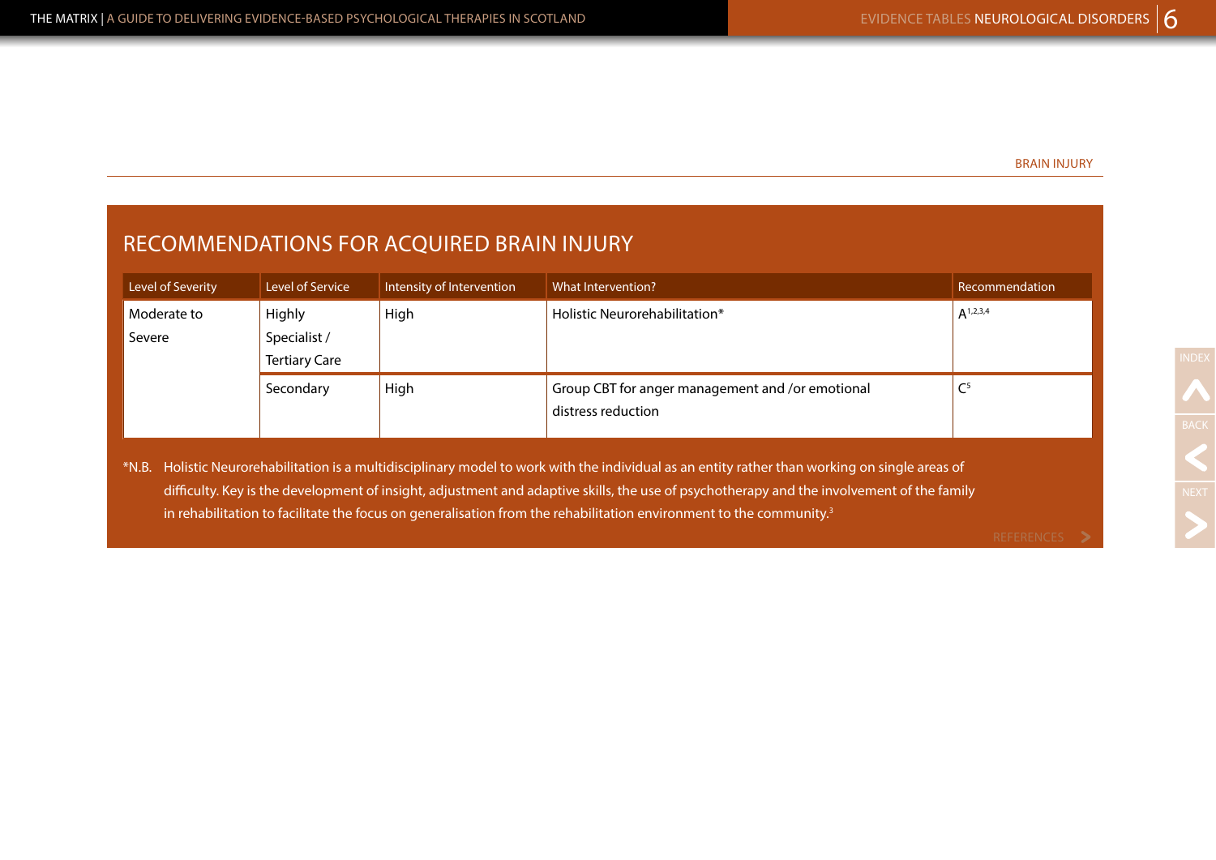BRAIN INJURY

## RECOMMENDATIONS FOR ACQUIRED BRAIN INJURY

| Level of Severity | Level of Service | Intensity of Intervention | What Intervention? | Recommendation |
|---|---|---|---|---|
| Moderate to Severe | Highly Specialist / Tertiary Care | High | Holistic Neurorehabilitation* | A[1,2,3,4] |
| | Secondary | High | Group CBT for anger management and /or emotional distress reduction | C[5] |

*N.B. Holistic Neurorehabilitation is a multidisciplinary model to work with the individual as an entity rather than working on single areas of difficulty. Key is the development of insight, adjustment and adaptive skills, the use of psychotherapy and the involvement of the family in rehabilitation to facilitate the focus on generalisation from the rehabilitation environment to the community.[3]

REFERENCES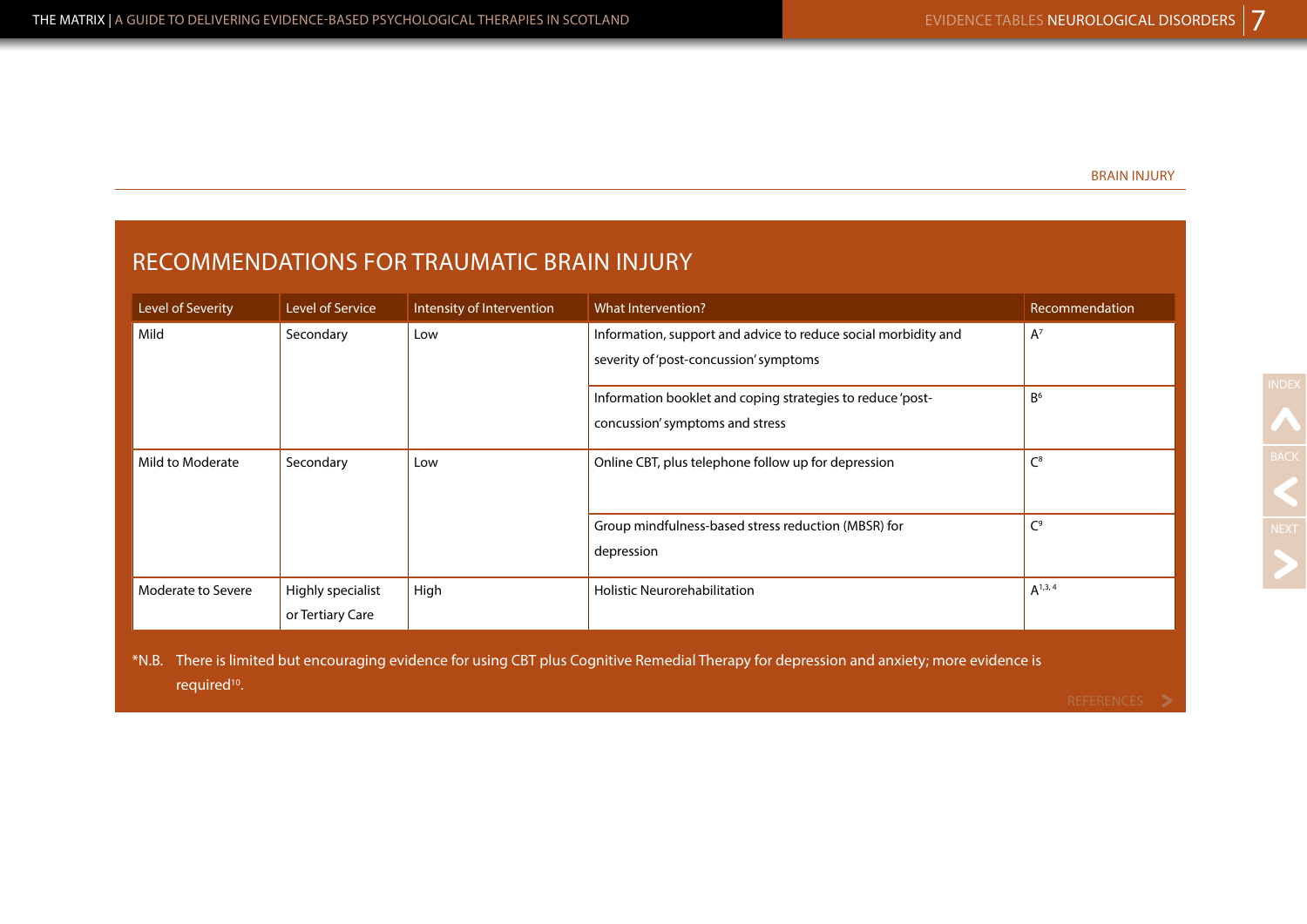BRAIN INJURY

## RECOMMENDATIONS FOR TRAUMATIC BRAIN INJURY

| Level of Severity | Level of Service | Intensity of Intervention | What Intervention? | Recommendation |
|---|---|---|---|---|
| Mild | Secondary | Low | Information, support and advice to reduce social morbidity and severity of 'post-concussion' symptoms | A[7] |
| | | | Information booklet and coping strategies to reduce 'post-concussion' symptoms and stress | B[6] |
| Mild to Moderate | Secondary | Low | Online CBT, plus telephone follow up for depression | C[8] |
| | | | Group mindfulness-based stress reduction (MBSR) for depression | C[9] |
| Moderate to Severe | Highly specialist or Tertiary Care | High | Holistic Neurorehabilitation | A[1,3,4] |

*N.B. There is limited but encouraging evidence for using CBT plus Cognitive Remedial Therapy for depression and anxiety; more evidence is required[10].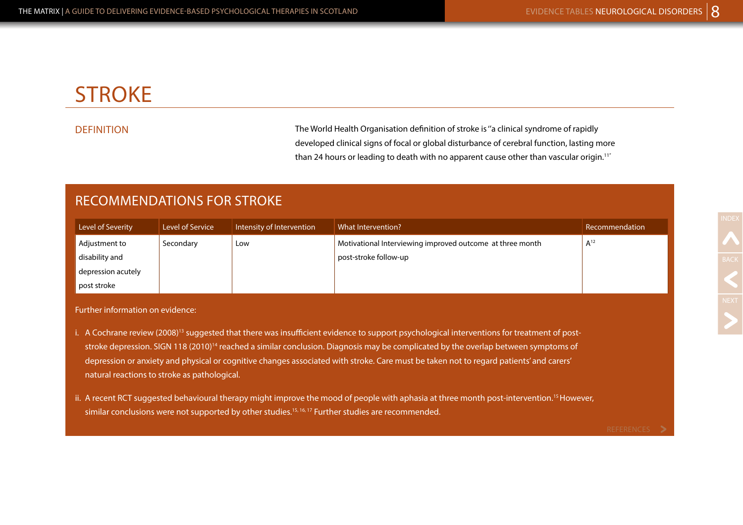# STROKE

## DEFINITION

The World Health Organisation definition of stroke is "a clinical syndrome of rapidly developed clinical signs of focal or global disturbance of cerebral function, lasting more than 24 hours or leading to death with no apparent cause other than vascular origin.[11]"

## RECOMMENDATIONS FOR STROKE

| Level of Severity | Level of Service | Intensity of Intervention | What Intervention? | Recommendation |
|---|---|---|---|---|
| Adjustment to disability and depression acutely post stroke | Secondary | Low | Motivational Interviewing improved outcome at three month post-stroke follow-up | A[12] |

Further information on evidence:

i. A Cochrane review (2008)[13] suggested that there was insufficient evidence to support psychological interventions for treatment of post-stroke depression. SIGN 118 (2010)[14] reached a similar conclusion. Diagnosis may be complicated by the overlap between symptoms of depression or anxiety and physical or cognitive changes associated with stroke. Care must be taken not to regard patients' and carers' natural reactions to stroke as pathological.

ii. A recent RCT suggested behavioural therapy might improve the mood of people with aphasia at three month post-intervention.[15] However, similar conclusions were not supported by other studies.[15, 16, 17] Further studies are recommended.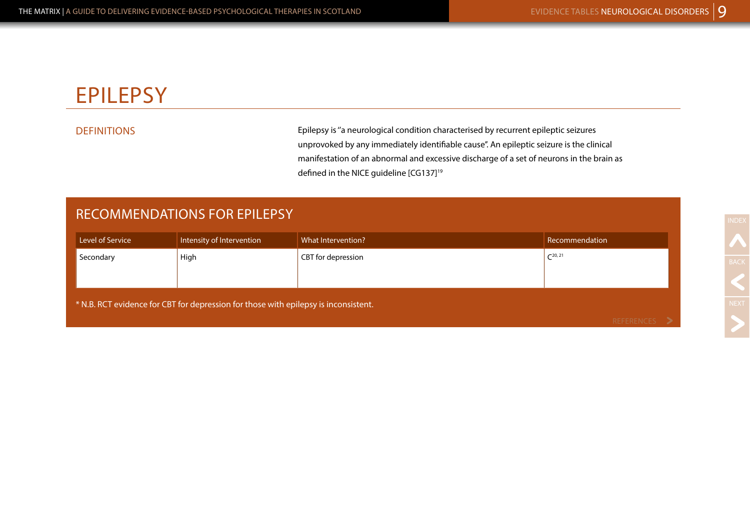# EPILEPSY

## DEFINITIONS

Epilepsy is "a neurological condition characterised by recurrent epileptic seizures unprovoked by any immediately identifiable cause". An epileptic seizure is the clinical manifestation of an abnormal and excessive discharge of a set of neurons in the brain as defined in the NICE guideline [CG137][19]

## RECOMMENDATIONS FOR EPILEPSY

| Level of Service | Intensity of Intervention | What Intervention? | Recommendation |
|---|---|---|---|
| Secondary | High | CBT for depression | C[20, 21] |

* N.B. RCT evidence for CBT for depression for those with epilepsy is inconsistent.

REFERENCES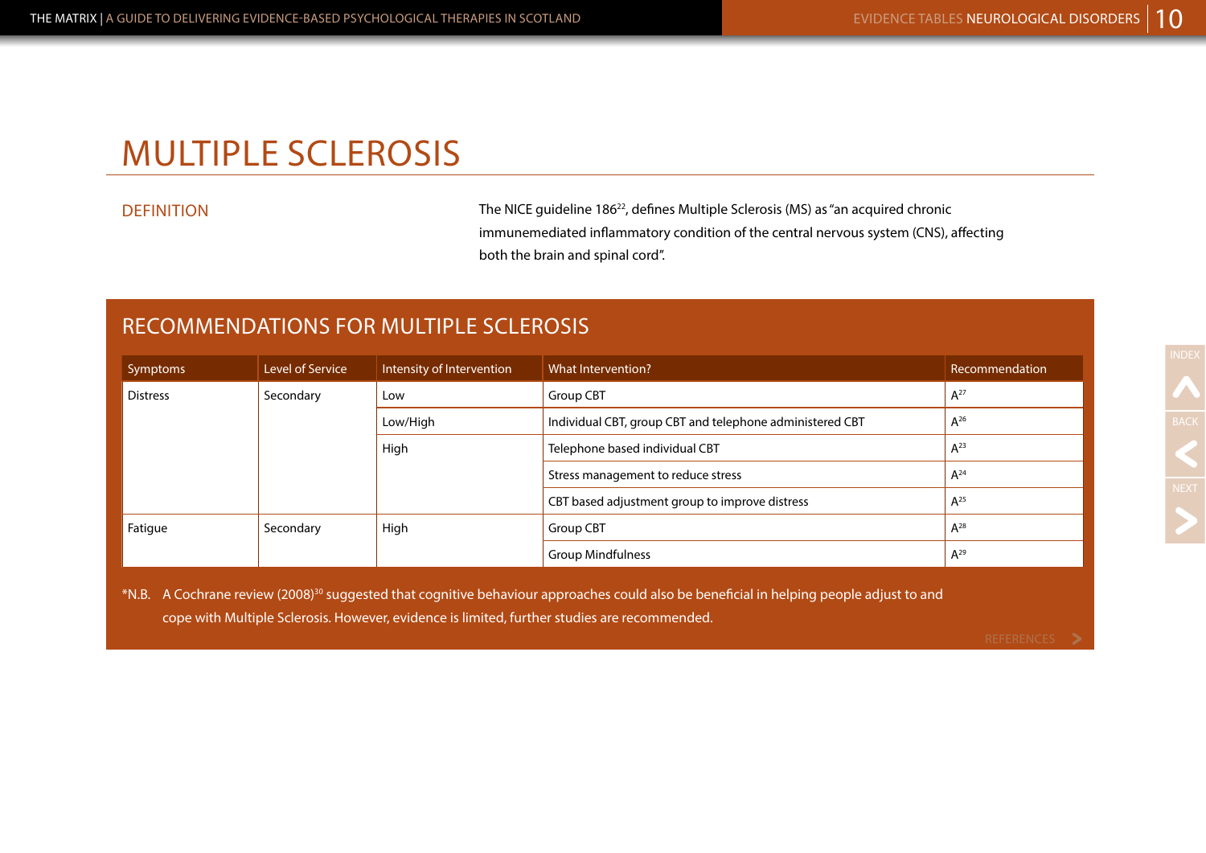# MULTIPLE SCLEROSIS

## DEFINITION

The NICE guideline 186[22], defines Multiple Sclerosis (MS) as "an acquired chronic immunemediated inflammatory condition of the central nervous system (CNS), affecting both the brain and spinal cord".

## RECOMMENDATIONS FOR MULTIPLE SCLEROSIS

| Symptoms | Level of Service | Intensity of Intervention | What Intervention? | Recommendation |
|---|---|---|---|---|
| Distress | Secondary | Low | Group CBT | A[27] |
| | | Low/High | Individual CBT, group CBT and telephone administered CBT | A[26] |
| | | High | Telephone based individual CBT | A[23] |
| | | | Stress management to reduce stress | A[24] |
| | | | CBT based adjustment group to improve distress | A[25] |
| Fatigue | Secondary | High | Group CBT | A[28] |
| | | | Group Mindfulness | A[29] |

*N.B. A Cochrane review (2008)[30] suggested that cognitive behaviour approaches could also be beneficial in helping people adjust to and cope with Multiple Sclerosis. However, evidence is limited, further studies are recommended.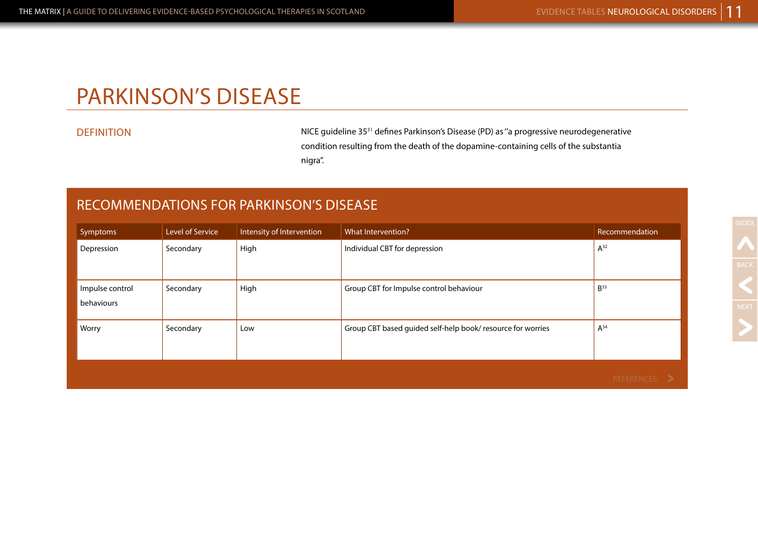# PARKINSON'S DISEASE

## DEFINITION

NICE guideline 35[31] defines Parkinson's Disease (PD) as "a progressive neurodegenerative condition resulting from the death of the dopamine-containing cells of the substantia nigra".

## RECOMMENDATIONS FOR PARKINSON'S DISEASE

| Symptoms | Level of Service | Intensity of Intervention | What Intervention? | Recommendation |
|---|---|---|---|---|
| Depression | Secondary | High | Individual CBT for depression | A[32] |
| Impulse control behaviours | Secondary | High | Group CBT for Impulse control behaviour | B[33] |
| Worry | Secondary | Low | Group CBT based guided self-help book/ resource for worries | A[34] |

REFERENCES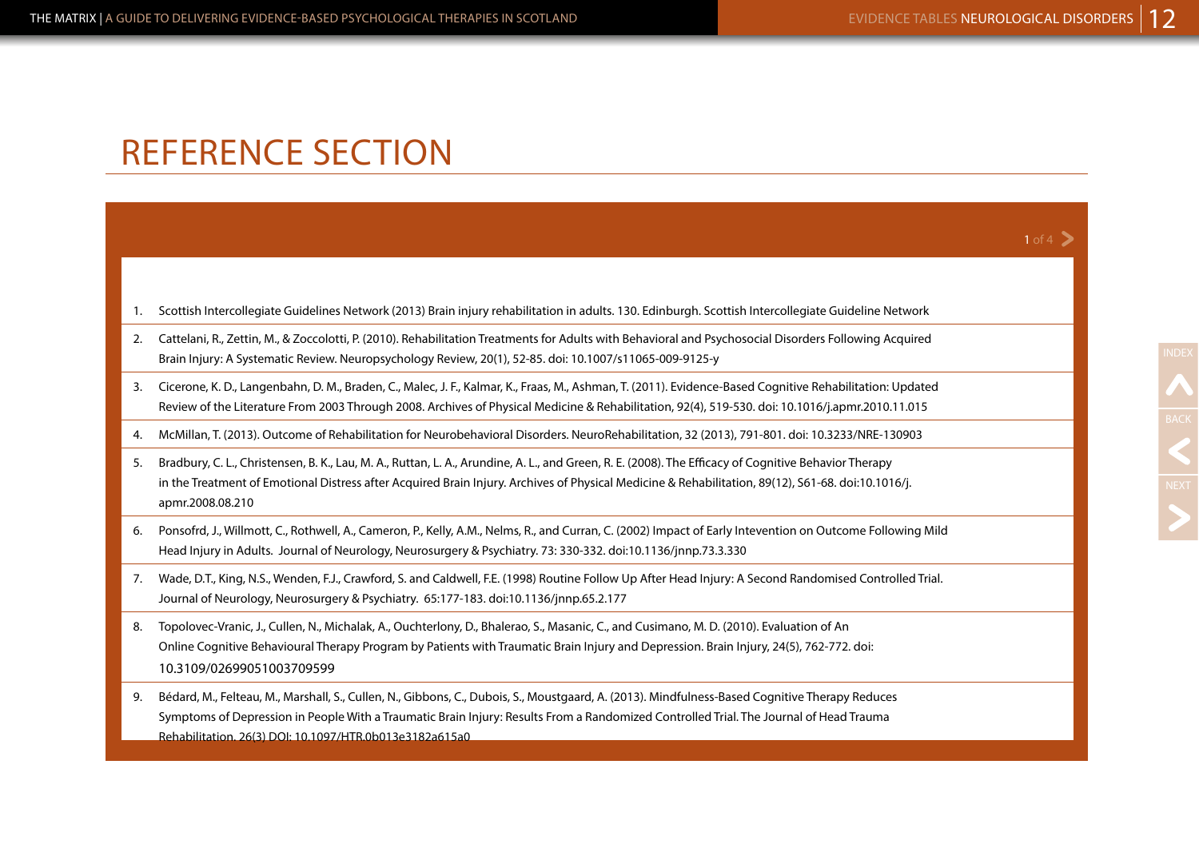# REFERENCE SECTION

1. Scottish Intercollegiate Guidelines Network (2013) Brain injury rehabilitation in adults. 130. Edinburgh. Scottish Intercollegiate Guideline Network
2. Cattelani, R., Zettin, M., & Zoccolotti, P. (2010). Rehabilitation Treatments for Adults with Behavioral and Psychosocial Disorders Following Acquired Brain Injury: A Systematic Review. Neuropsychology Review, 20(1), 52-85. doi: 10.1007/s11065-009-9125-y
3. Cicerone, K. D., Langenbahn, D. M., Braden, C., Malec, J. F., Kalmar, K., Fraas, M., Ashman, T. (2011). Evidence-Based Cognitive Rehabilitation: Updated Review of the Literature From 2003 Through 2008. Archives of Physical Medicine & Rehabilitation, 92(4), 519-530. doi: 10.1016/j.apmr.2010.11.015
4. McMillan, T. (2013). Outcome of Rehabilitation for Neurobehavioral Disorders. NeuroRehabilitation, 32 (2013), 791-801. doi: 10.3233/NRE-130903
5. Bradbury, C. L., Christensen, B. K., Lau, M. A., Ruttan, L. A., Arundine, A. L., and Green, R. E. (2008). The Efficacy of Cognitive Behavior Therapy in the Treatment of Emotional Distress after Acquired Brain Injury. Archives of Physical Medicine & Rehabilitation, 89(12), S61-68. doi:10.1016/j.apmr.2008.08.210
6. Ponsofrd, J., Willmott, C., Rothwell, A., Cameron, P., Kelly, A.M., Nelms, R., and Curran, C. (2002) Impact of Early Intevention on Outcome Following Mild Head Injury in Adults. Journal of Neurology, Neurosurgery & Psychiatry. 73: 330-332. doi:10.1136/jnnp.73.3.330
7. Wade, D.T., King, N.S., Wenden, F.J., Crawford, S. and Caldwell, F.E. (1998) Routine Follow Up After Head Injury: A Second Randomised Controlled Trial. Journal of Neurology, Neurosurgery & Psychiatry. 65:177-183. doi:10.1136/jnnp.65.2.177
8. Topolovec-Vranic, J., Cullen, N., Michalak, A., Ouchterlony, D., Bhalerao, S., Masanic, C., and Cusimano, M. D. (2010). Evaluation of An Online Cognitive Behavioural Therapy Program by Patients with Traumatic Brain Injury and Depression. Brain Injury, 24(5), 762-772. doi: 10.3109/02699051003709599
9. Bédard, M., Felteau, M., Marshall, S., Cullen, N., Gibbons, C., Dubois, S., Moustgaard, A. (2013). Mindfulness-Based Cognitive Therapy Reduces Symptoms of Depression in People With a Traumatic Brain Injury: Results From a Randomized Controlled Trial. The Journal of Head Trauma Rehabilitation. 26(3) DOI: 10.1097/HTR.0b013e3182a615a0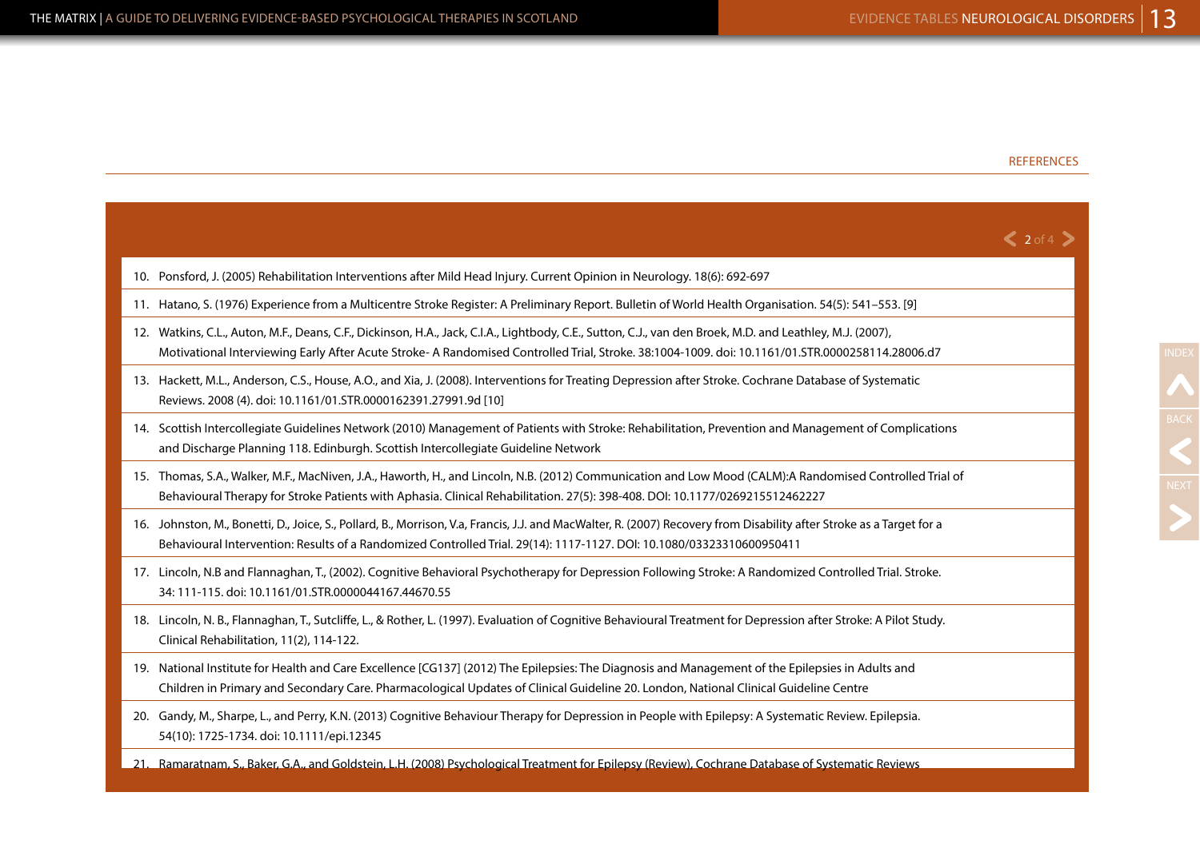## REFERENCES

10. Ponsford, J. (2005) Rehabilitation Interventions after Mild Head Injury. Current Opinion in Neurology. 18(6): 692-697
11. Hatano, S. (1976) Experience from a Multicentre Stroke Register: A Preliminary Report. Bulletin of World Health Organisation. 54(5): 541–553. [9]
12. Watkins, C.L., Auton, M.F., Deans, C.F., Dickinson, H.A., Jack, C.I.A., Lightbody, C.E., Sutton, C.J., van den Broek, M.D. and Leathley, M.J. (2007), Motivational Interviewing Early After Acute Stroke- A Randomised Controlled Trial, Stroke. 38:1004-1009. doi: 10.1161/01.STR.0000258114.28006.d7
13. Hackett, M.L., Anderson, C.S., House, A.O., and Xia, J. (2008). Interventions for Treating Depression after Stroke. Cochrane Database of Systematic Reviews. 2008 (4). doi: 10.1161/01.STR.0000162391.27991.9d [10]
14. Scottish Intercollegiate Guidelines Network (2010) Management of Patients with Stroke: Rehabilitation, Prevention and Management of Complications and Discharge Planning 118. Edinburgh. Scottish Intercollegiate Guideline Network
15. Thomas, S.A., Walker, M.F., MacNiven, J.A., Haworth, H., and Lincoln, N.B. (2012) Communication and Low Mood (CALM):A Randomised Controlled Trial of Behavioural Therapy for Stroke Patients with Aphasia. Clinical Rehabilitation. 27(5): 398-408. DOI: 10.1177/0269215512462227
16. Johnston, M., Bonetti, D., Joice, S., Pollard, B., Morrison, V.a, Francis, J.J. and MacWalter, R. (2007) Recovery from Disability after Stroke as a Target for a Behavioural Intervention: Results of a Randomized Controlled Trial. 29(14): 1117-1127. DOI: 10.1080/03323310600950411
17. Lincoln, N.B and Flannaghan, T., (2002). Cognitive Behavioral Psychotherapy for Depression Following Stroke: A Randomized Controlled Trial. Stroke. 34: 111-115. doi: 10.1161/01.STR.0000044167.44670.55
18. Lincoln, N. B., Flannaghan, T., Sutcliffe, L., & Rother, L. (1997). Evaluation of Cognitive Behavioural Treatment for Depression after Stroke: A Pilot Study. Clinical Rehabilitation, 11(2), 114-122.
19. National Institute for Health and Care Excellence [CG137] (2012) The Epilepsies: The Diagnosis and Management of the Epilepsies in Adults and Children in Primary and Secondary Care. Pharmacological Updates of Clinical Guideline 20. London, National Clinical Guideline Centre
20. Gandy, M., Sharpe, L., and Perry, K.N. (2013) Cognitive Behaviour Therapy for Depression in People with Epilepsy: A Systematic Review. Epilepsia. 54(10): 1725-1734. doi: 10.1111/epi.12345
21. Ramaratnam, S., Baker, G.A., and Goldstein, L.H. (2008) Psychological Treatment for Epilepsy (Review). Cochrane Database of Systematic Reviews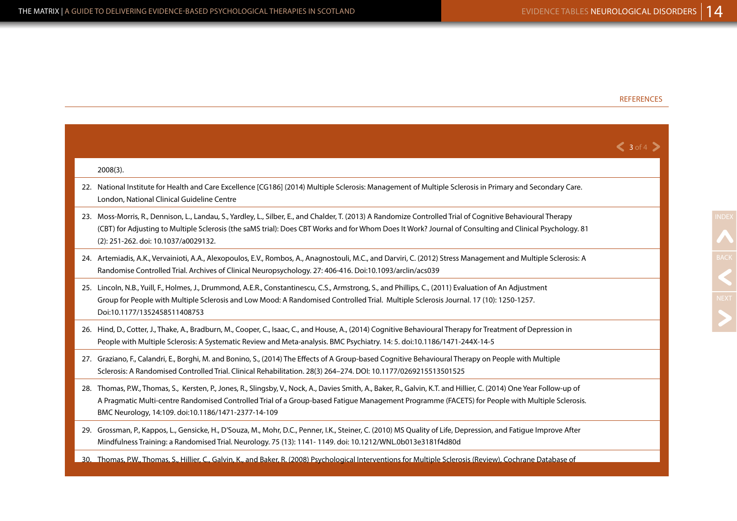REFERENCES

2008(3).

22. National Institute for Health and Care Excellence [CG186] (2014) Multiple Sclerosis: Management of Multiple Sclerosis in Primary and Secondary Care. London, National Clinical Guideline Centre

23. Moss-Morris, R., Dennison, L., Landau, S., Yardley, L., Silber, E., and Chalder, T. (2013) A Randomize Controlled Trial of Cognitive Behavioural Therapy (CBT) for Adjusting to Multiple Sclerosis (the saMS trial): Does CBT Works and for Whom Does It Work? Journal of Consulting and Clinical Psychology. 81 (2): 251-262. doi: 10.1037/a0029132.

24. Artemiadis, A.K., Vervainioti, A.A., Alexopoulos, E.V., Rombos, A., Anagnostouli, M.C., and Darviri, C. (2012) Stress Management and Multiple Sclerosis: A Randomise Controlled Trial. Archives of Clinical Neuropsychology. 27: 406-416. Doi:10.1093/arclin/acs039

25. Lincoln, N.B., Yuill, F., Holmes, J., Drummond, A.E.R., Constantinescu, C.S., Armstrong, S., and Phillips, C., (2011) Evaluation of An Adjustment Group for People with Multiple Sclerosis and Low Mood: A Randomised Controlled Trial. Multiple Sclerosis Journal. 17 (10): 1250-1257. Doi:10.1177/1352458511408753

26. Hind, D., Cotter, J., Thake, A., Bradburn, M., Cooper, C., Isaac, C., and House, A., (2014) Cognitive Behavioural Therapy for Treatment of Depression in People with Multiple Sclerosis: A Systematic Review and Meta-analysis. BMC Psychiatry. 14: 5. doi:10.1186/1471-244X-14-5

27. Graziano, F., Calandri, E., Borghi, M. and Bonino, S., (2014) The Effects of A Group-based Cognitive Behavioural Therapy on People with Multiple Sclerosis: A Randomised Controlled Trial. Clinical Rehabilitation. 28(3) 264–274. DOI: 10.1177/0269215513501525

28. Thomas, P.W., Thomas, S., Kersten, P., Jones, R., Slingsby, V., Nock, A., Davies Smith, A., Baker, R., Galvin, K.T. and Hillier, C. (2014) One Year Follow-up of A Pragmatic Multi-centre Randomised Controlled Trial of a Group-based Fatigue Management Programme (FACETS) for People with Multiple Sclerosis. BMC Neurology, 14:109. doi:10.1186/1471-2377-14-109

29. Grossman, P., Kappos, L., Gensicke, H., D'Souza, M., Mohr, D.C., Penner, I.K., Steiner, C. (2010) MS Quality of Life, Depression, and Fatigue Improve After Mindfulness Training: a Randomised Trial. Neurology. 75 (13): 1141- 1149. doi: 10.1212/WNL.0b013e3181f4d80d

30. Thomas, P.W., Thomas, S., Hillier, C., Galvin, K., and Baker, R. (2008) Psychological Interventions for Multiple Sclerosis (Review). Cochrane Database of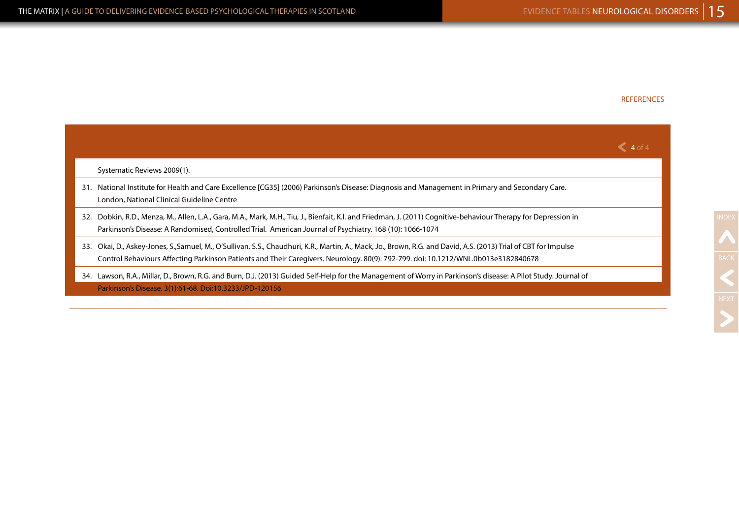REFERENCES

Systematic Reviews 2009(1).

31. National Institute for Health and Care Excellence [CG35] (2006) Parkinson's Disease: Diagnosis and Management in Primary and Secondary Care. London, National Clinical Guideline Centre

32. Dobkin, R.D., Menza, M., Allen, L.A., Gara, M.A., Mark, M.H., Tiu, J., Bienfait, K.l. and Friedman, J. (2011) Cognitive-behaviour Therapy for Depression in Parkinson's Disease: A Randomised, Controlled Trial. American Journal of Psychiatry. 168 (10): 1066-1074

33. Okai, D., Askey-Jones, S.,Samuel, M., O'Sullivan, S.S., Chaudhuri, K.R., Martin, A., Mack, Jo., Brown, R.G. and David, A.S. (2013) Trial of CBT for Impulse Control Behaviours Affecting Parkinson Patients and Their Caregivers. Neurology. 80(9): 792-799. doi: 10.1212/WNL.0b013e3182840678

34. Lawson, R.A., Millar, D., Brown, R.G. and Burn, D.J. (2013) Guided Self-Help for the Management of Worry in Parkinson's disease: A Pilot Study. Journal of Parkinson's Disease. 3(1):61-68. Doi:10.3233/JPD-120156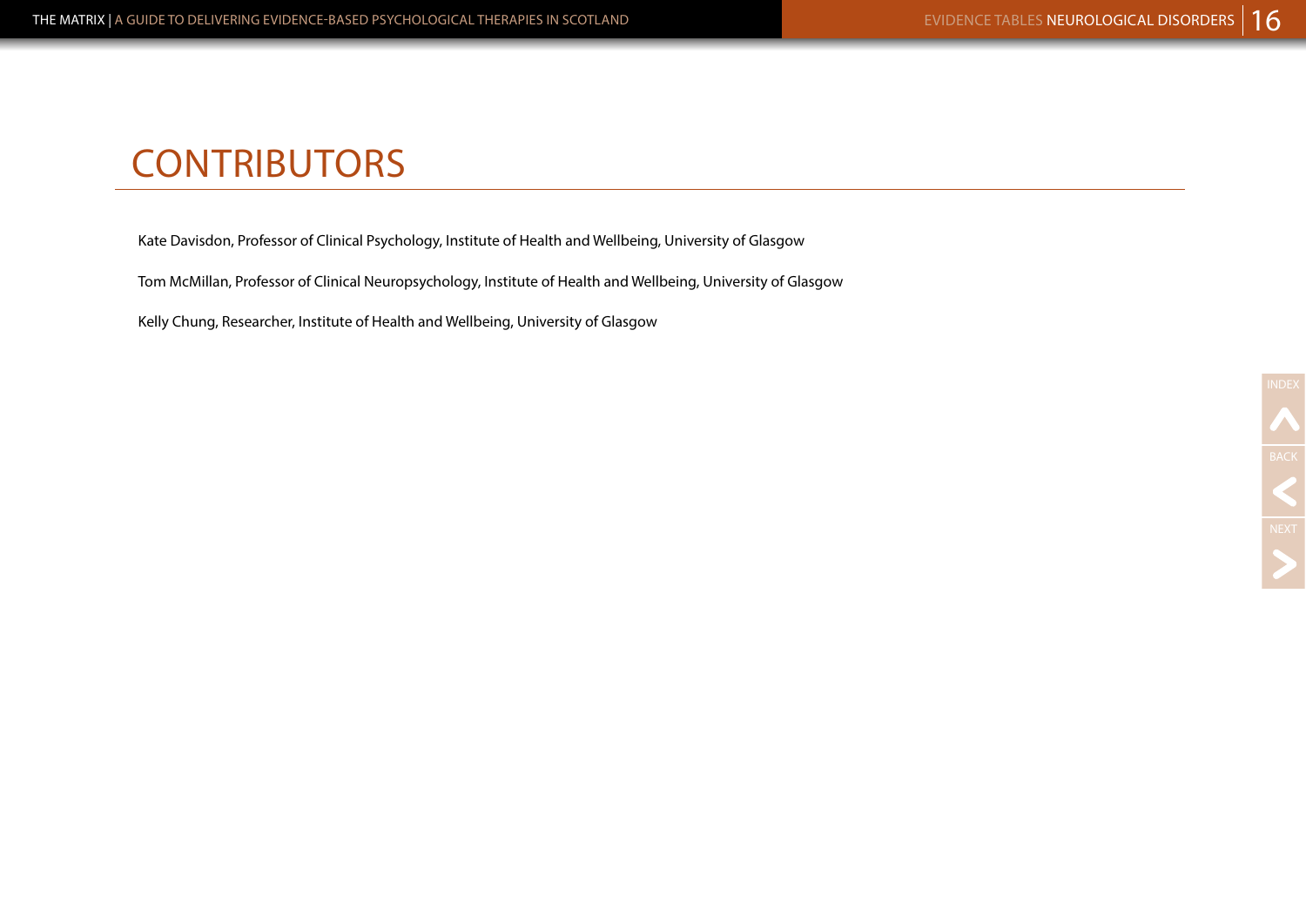# CONTRIBUTORS

Kate Davisdon, Professor of Clinical Psychology, Institute of Health and Wellbeing, University of Glasgow

Tom McMillan, Professor of Clinical Neuropsychology, Institute of Health and Wellbeing, University of Glasgow

Kelly Chung, Researcher, Institute of Health and Wellbeing, University of Glasgow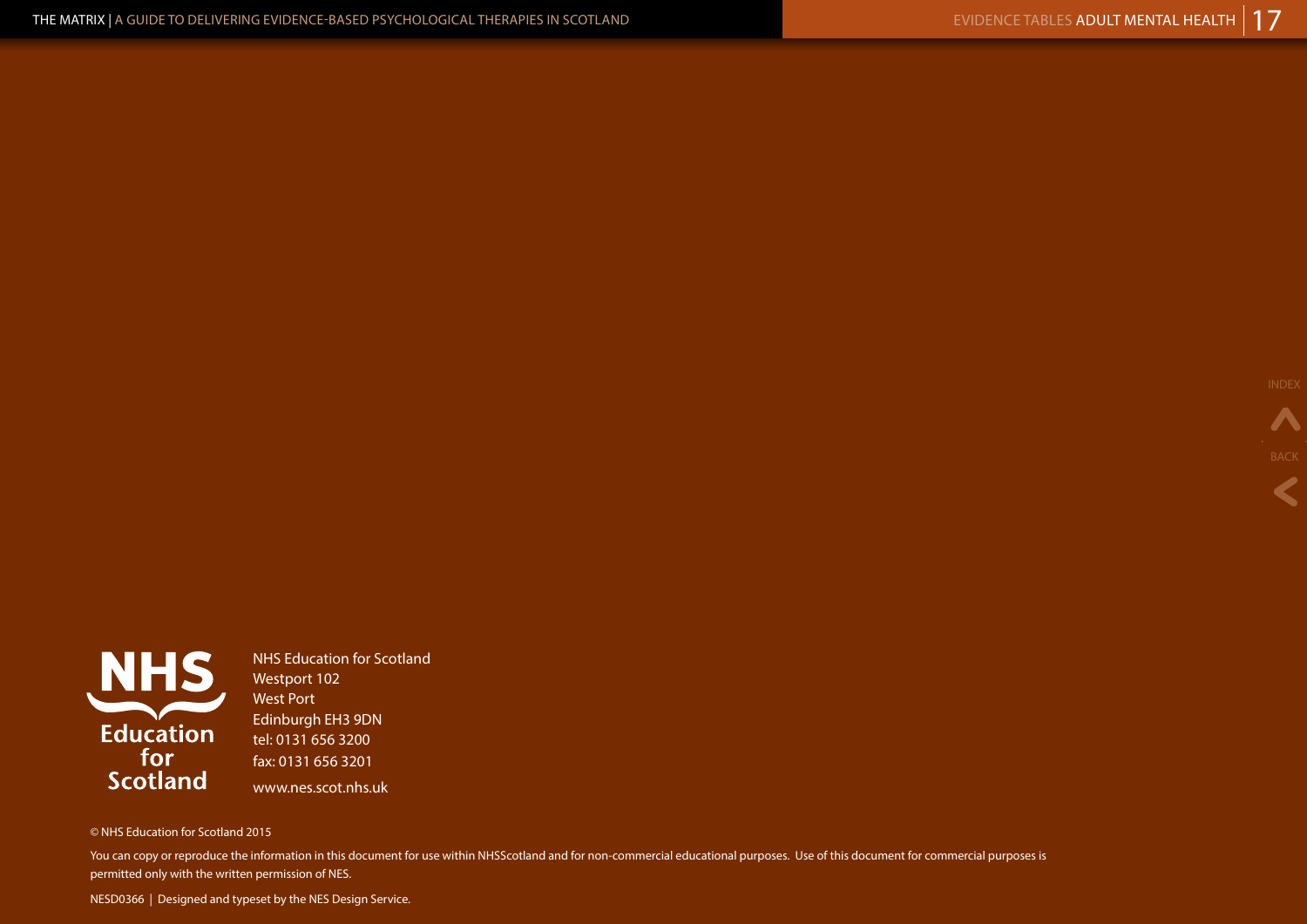NHS Education for Scotland
Westport 102
West Port
Edinburgh EH3 9DN
tel: 0131 656 3200
fax: 0131 656 3201
www.nes.scot.nhs.uk

© NHS Education for Scotland 2015

You can copy or reproduce the information in this document for use within NHSScotland and for non-commercial educational purposes. Use of this document for commercial purposes is permitted only with the written permission of NES.

NESD0366 | Designed and typeset by the NES Design Service.